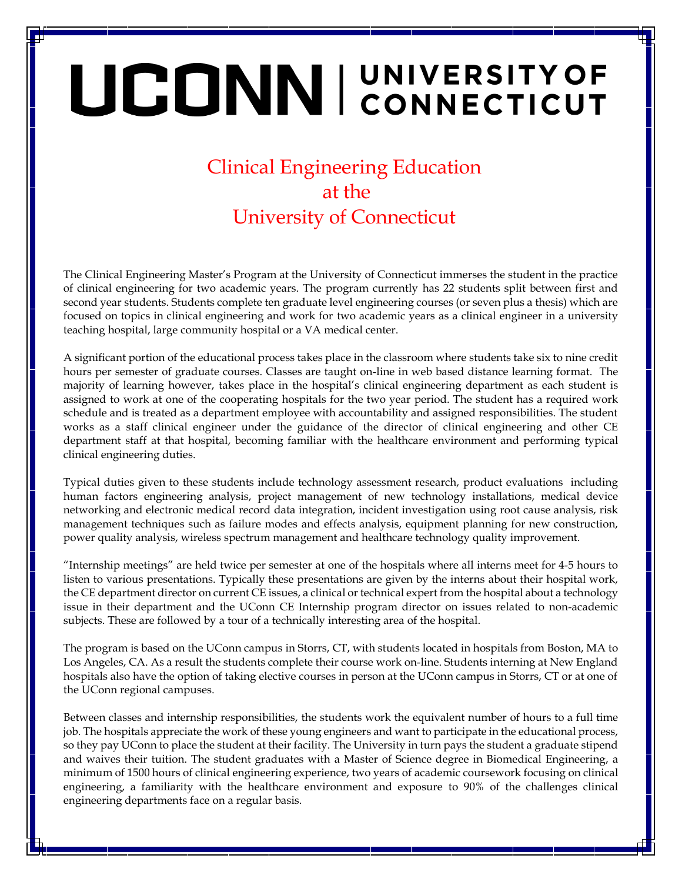# UCONN | UNIVERSITY OF CONNECTICUT

## Clinical Engineering Education at the University of Connecticut

The Clinical Engineering Master's Program at the University of Connecticut immerses the student in the practice of clinical engineering for two academic years. The program currently has 22 students split between first and second year students. Students complete ten graduate level engineering courses (or seven plus a thesis) which are focused on topics in clinical engineering and work for two academic years as a clinical engineer in a university teaching hospital, large community hospital or a VA medical center.

A significant portion of the educational process takes place in the classroom where students take six to nine credit hours per semester of graduate courses. Classes are taught on-line in web based distance learning format. The majority of learning however, takes place in the hospital's clinical engineering department as each student is assigned to work at one of the cooperating hospitals for the two year period. The student has a required work schedule and is treated as a department employee with accountability and assigned responsibilities. The student works as a staff clinical engineer under the guidance of the director of clinical engineering and other CE department staff at that hospital, becoming familiar with the healthcare environment and performing typical clinical engineering duties.

Typical duties given to these students include technology assessment research, product evaluations including human factors engineering analysis, project management of new technology installations, medical device networking and electronic medical record data integration, incident investigation using root cause analysis, risk management techniques such as failure modes and effects analysis, equipment planning for new construction, power quality analysis, wireless spectrum management and healthcare technology quality improvement.

"Internship meetings" are held twice per semester at one of the hospitals where all interns meet for 4-5 hours to listen to various presentations. Typically these presentations are given by the interns about their hospital work, the CE department director on current CE issues, a clinical or technical expert from the hospital about a technology issue in their department and the UConn CE Internship program director on issues related to non-academic subjects. These are followed by a tour of a technically interesting area of the hospital.

The program is based on the UConn campus in Storrs, CT, with students located in hospitals from Boston, MA to Los Angeles, CA. As a result the students complete their course work on-line. Students interning at New England hospitals also have the option of taking elective courses in person at the UConn campus in Storrs, CT or at one of the UConn regional campuses.

Between classes and internship responsibilities, the students work the equivalent number of hours to a full time job. The hospitals appreciate the work of these young engineers and want to participate in the educational process, so they pay UConn to place the student at their facility. The University in turn pays the student a graduate stipend and waives their tuition. The student graduates with a Master of Science degree in Biomedical Engineering, a minimum of 1500 hours of clinical engineering experience, two years of academic coursework focusing on clinical engineering, a familiarity with the healthcare environment and exposure to 90% of the challenges clinical engineering departments face on a regular basis.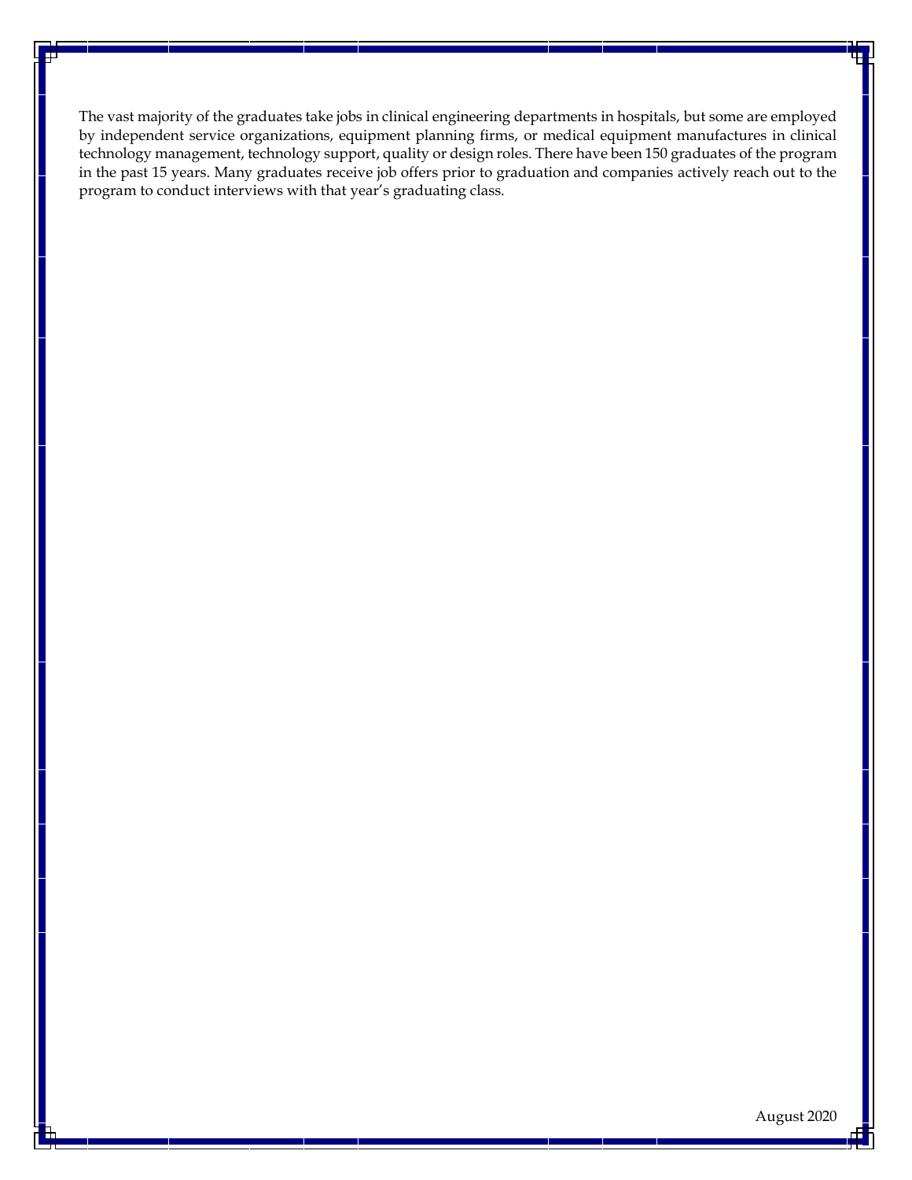The vast majority of the graduates take jobs in clinical engineering departments in hospitals, but some are employed by independent service organizations, equipment planning firms, or medical equipment manufactures in clinical technology management, technology support, quality or design roles. There have been 150 graduates of the program in the past 15 years. Many graduates receive job offers prior to graduation and companies actively reach out to the program to conduct interviews with that year's graduating class.

August 2020